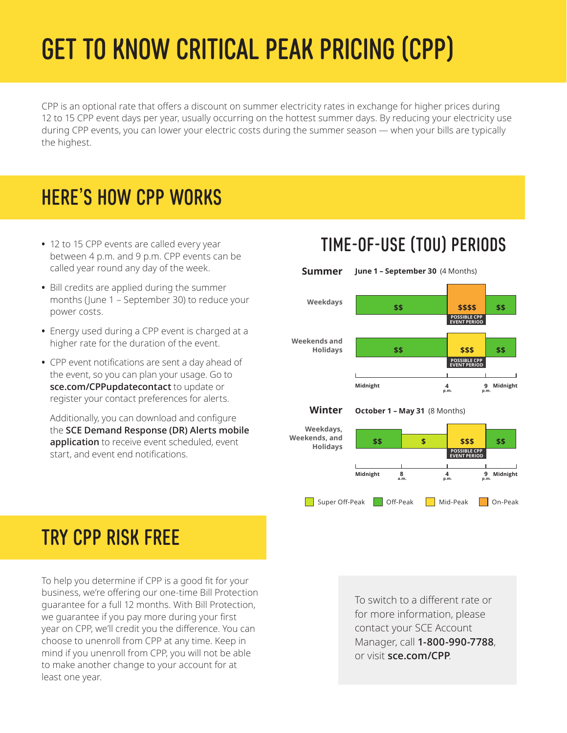# GET TO KNOW CRITICAL PEAK PRICING (CPP)

CPP is an optional rate that offers a discount on summer electricity rates in exchange for higher prices during 12 to 15 CPP event days per year, usually occurring on the hottest summer days. By reducing your electricity use during CPP events, you can lower your electric costs during the summer season — when your bills are typically the highest.

## HERE'S HOW CPP WORKS

- 12 to 15 CPP events are called every year between 4 p.m. and 9 p.m. CPP events can be called year round any day of the week.
- Bill credits are applied during the summer months (June 1 – September 30) to reduce your power costs.
- Energy used during a CPP event is charged at a higher rate for the duration of the event.
- CPP event notifications are sent a day ahead of the event, so you can plan your usage. Go to **sce.com/CPPupdatecontact** to update or register your contact preferences for alerts.

  Additionally, you can download and configure the **SCE Demand Response (DR) Alerts mobile application** to receive event scheduled, event start, and event end notifications.

## TIME-OF-USE (TOU) PERIODS

**Summer** **June 1 – September 30** (4 Months)

| | Midnight – 4 p.m. | 4 p.m. – 9 p.m. | 9 p.m. – Midnight |
|---|---|---|---|
| **Weekdays** | $$ (Off-Peak) | $$$$ (On-Peak) POSSIBLE CPP EVENT PERIOD | $$ (Off-Peak) |
| **Weekends and Holidays** | $$ (Off-Peak) | $$$ (Mid-Peak) POSSIBLE CPP EVENT PERIOD | $$ (Off-Peak) |

**Winter** **October 1 – May 31** (8 Months)

| | Midnight – 8 a.m. | 8 a.m. – 4 p.m. | 4 p.m. – 9 p.m. | 9 p.m. – Midnight |
|---|---|---|---|---|
| **Weekdays, Weekends, and Holidays** | $$ (Off-Peak) | $ (Super Off-Peak) | $$$ (Mid-Peak) POSSIBLE CPP EVENT PERIOD | $$ (Off-Peak) |

Super Off-Peak | Off-Peak | Mid-Peak | On-Peak

## TRY CPP RISK FREE

To help you determine if CPP is a good fit for your business, we're offering our one-time Bill Protection guarantee for a full 12 months. With Bill Protection, we guarantee if you pay more during your first year on CPP, we'll credit you the difference. You can choose to unenroll from CPP at any time. Keep in mind if you unenroll from CPP, you will not be able to make another change to your account for at least one year.

To switch to a different rate or for more information, please contact your SCE Account Manager, call **1-800-990-7788**, or visit **sce.com/CPP**.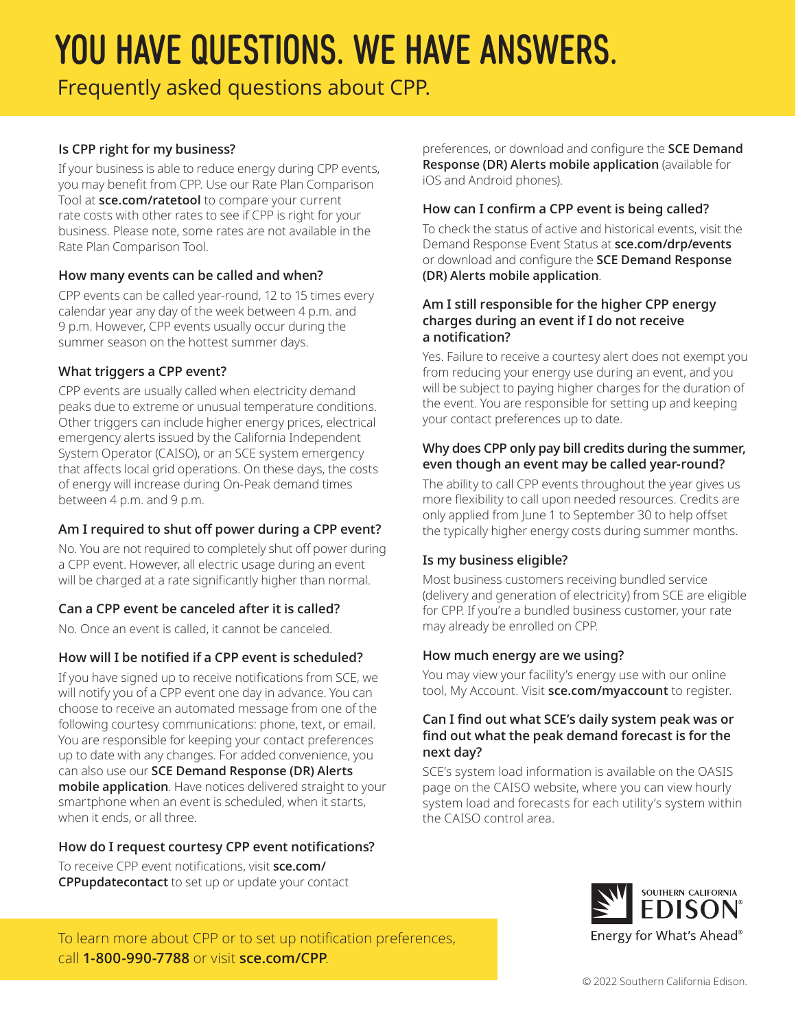# YOU HAVE QUESTIONS. WE HAVE ANSWERS.

Frequently asked questions about CPP.

### Is CPP right for my business?

If your business is able to reduce energy during CPP events, you may benefit from CPP. Use our Rate Plan Comparison Tool at **sce.com/ratetool** to compare your current rate costs with other rates to see if CPP is right for your business. Please note, some rates are not available in the Rate Plan Comparison Tool.

### How many events can be called and when?

CPP events can be called year-round, 12 to 15 times every calendar year any day of the week between 4 p.m. and 9 p.m. However, CPP events usually occur during the summer season on the hottest summer days.

### What triggers a CPP event?

CPP events are usually called when electricity demand peaks due to extreme or unusual temperature conditions. Other triggers can include higher energy prices, electrical emergency alerts issued by the California Independent System Operator (CAISO), or an SCE system emergency that affects local grid operations. On these days, the costs of energy will increase during On-Peak demand times between 4 p.m. and 9 p.m.

### Am I required to shut off power during a CPP event?

No. You are not required to completely shut off power during a CPP event. However, all electric usage during an event will be charged at a rate significantly higher than normal.

### Can a CPP event be canceled after it is called?

No. Once an event is called, it cannot be canceled.

### How will I be notified if a CPP event is scheduled?

If you have signed up to receive notifications from SCE, we will notify you of a CPP event one day in advance. You can choose to receive an automated message from one of the following courtesy communications: phone, text, or email. You are responsible for keeping your contact preferences up to date with any changes. For added convenience, you can also use our **SCE Demand Response (DR) Alerts mobile application**. Have notices delivered straight to your smartphone when an event is scheduled, when it starts, when it ends, or all three.

### How do I request courtesy CPP event notifications?

To receive CPP event notifications, visit **sce.com/CPPupdatecontact** to set up or update your contact preferences, or download and configure the **SCE Demand Response (DR) Alerts mobile application** (available for iOS and Android phones).

### How can I confirm a CPP event is being called?

To check the status of active and historical events, visit the Demand Response Event Status at **sce.com/drp/events** or download and configure the **SCE Demand Response (DR) Alerts mobile application**.

### Am I still responsible for the higher CPP energy charges during an event if I do not receive a notification?

Yes. Failure to receive a courtesy alert does not exempt you from reducing your energy use during an event, and you will be subject to paying higher charges for the duration of the event. You are responsible for setting up and keeping your contact preferences up to date.

### Why does CPP only pay bill credits during the summer, even though an event may be called year-round?

The ability to call CPP events throughout the year gives us more flexibility to call upon needed resources. Credits are only applied from June 1 to September 30 to help offset the typically higher energy costs during summer months.

### Is my business eligible?

Most business customers receiving bundled service (delivery and generation of electricity) from SCE are eligible for CPP. If you're a bundled business customer, your rate may already be enrolled on CPP.

### How much energy are we using?

You may view your facility's energy use with our online tool, My Account. Visit **sce.com/myaccount** to register.

### Can I find out what SCE's daily system peak was or find out what the peak demand forecast is for the next day?

SCE's system load information is available on the OASIS page on the CAISO website, where you can view hourly system load and forecasts for each utility's system within the CAISO control area.

To learn more about CPP or to set up notification preferences, call **1-800-990-7788** or visit **sce.com/CPP**.

SOUTHERN CALIFORNIA EDISON®

Energy for What's Ahead®

© 2022 Southern California Edison.